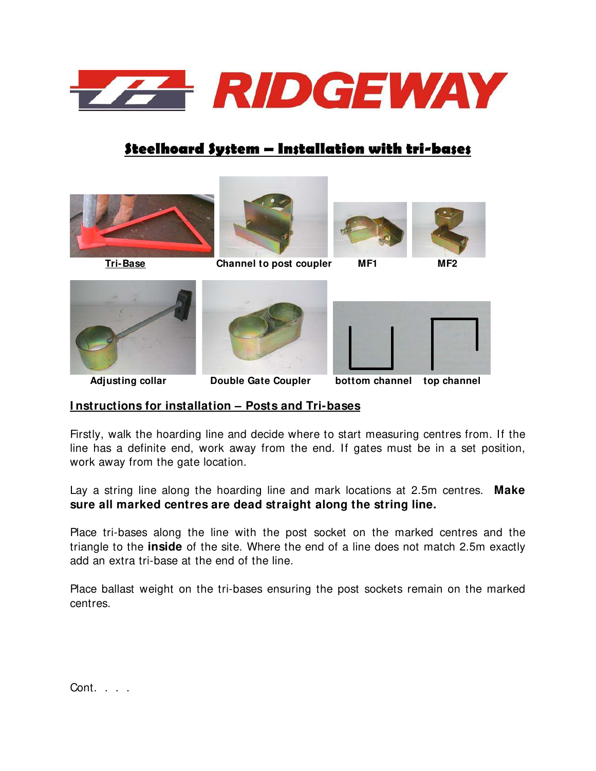RIDGEWAY

# Steelhoard System – Installation with tri-bases

Tri-Base

Channel to post coupler

MF1

MF2

Adjusting collar

Double Gate Coupler

bottom channel

top channel

## Instructions for installation – Posts and Tri-bases

Firstly, walk the hoarding line and decide where to start measuring centres from. If the line has a definite end, work away from the end. If gates must be in a set position, work away from the gate location.

Lay a string line along the hoarding line and mark locations at 2.5m centres. **Make sure all marked centres are dead straight along the string line.**

Place tri-bases along the line with the post socket on the marked centres and the triangle to the **inside** of the site. Where the end of a line does not match 2.5m exactly add an extra tri-base at the end of the line.

Place ballast weight on the tri-bases ensuring the post sockets remain on the marked centres.

Cont. . . .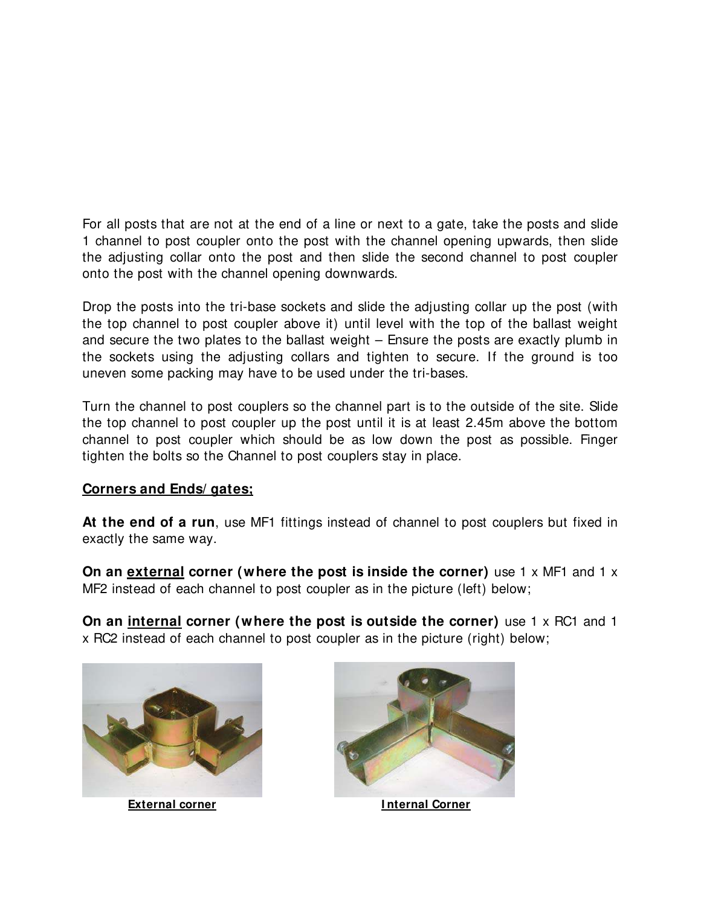For all posts that are not at the end of a line or next to a gate, take the posts and slide 1 channel to post coupler onto the post with the channel opening upwards, then slide the adjusting collar onto the post and then slide the second channel to post coupler onto the post with the channel opening downwards.

Drop the posts into the tri-base sockets and slide the adjusting collar up the post (with the top channel to post coupler above it) until level with the top of the ballast weight and secure the two plates to the ballast weight – Ensure the posts are exactly plumb in the sockets using the adjusting collars and tighten to secure. If the ground is too uneven some packing may have to be used under the tri-bases.

Turn the channel to post couplers so the channel part is to the outside of the site. Slide the top channel to post coupler up the post until it is at least 2.45m above the bottom channel to post coupler which should be as low down the post as possible. Finger tighten the bolts so the Channel to post couplers stay in place.

**<u>Corners and Ends/gates;</u>**

**At the end of a run**, use MF1 fittings instead of channel to post couplers but fixed in exactly the same way.

**On an <u>external</u> corner (where the post is inside the corner)** use 1 x MF1 and 1 x MF2 instead of each channel to post coupler as in the picture (left) below;

**On an <u>internal</u> corner (where the post is outside the corner)** use 1 x RC1 and 1 x RC2 instead of each channel to post coupler as in the picture (right) below;

**<u>External corner</u>**

**<u>Internal Corner</u>**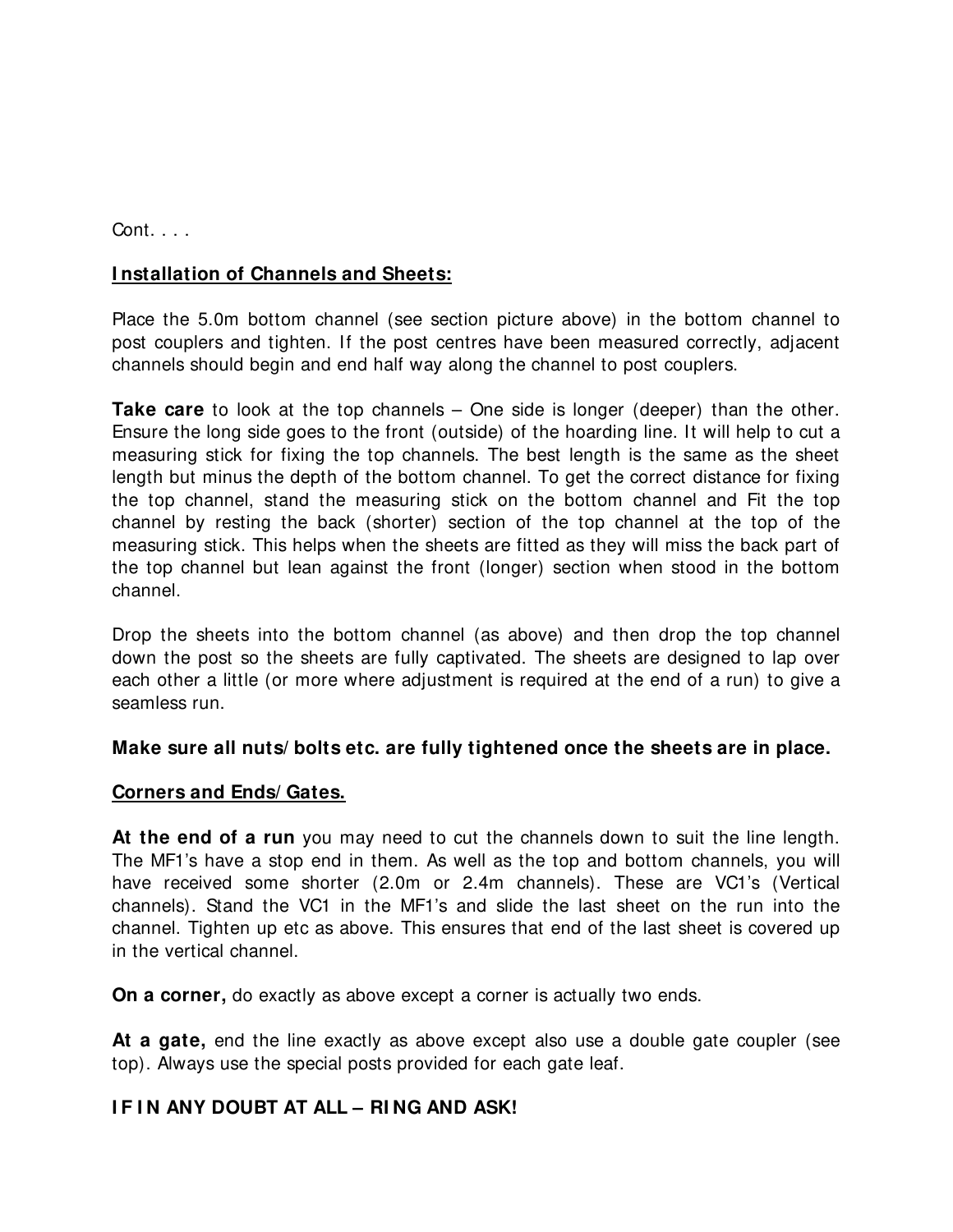Cont. . . .

**Installation of Channels and Sheets:**

Place the 5.0m bottom channel (see section picture above) in the bottom channel to post couplers and tighten. If the post centres have been measured correctly, adjacent channels should begin and end half way along the channel to post couplers.

**Take care** to look at the top channels – One side is longer (deeper) than the other. Ensure the long side goes to the front (outside) of the hoarding line. It will help to cut a measuring stick for fixing the top channels. The best length is the same as the sheet length but minus the depth of the bottom channel. To get the correct distance for fixing the top channel, stand the measuring stick on the bottom channel and Fit the top channel by resting the back (shorter) section of the top channel at the top of the measuring stick. This helps when the sheets are fitted as they will miss the back part of the top channel but lean against the front (longer) section when stood in the bottom channel.

Drop the sheets into the bottom channel (as above) and then drop the top channel down the post so the sheets are fully captivated. The sheets are designed to lap over each other a little (or more where adjustment is required at the end of a run) to give a seamless run.

**Make sure all nuts/bolts etc. are fully tightened once the sheets are in place.**

**Corners and Ends/Gates.**

**At the end of a run** you may need to cut the channels down to suit the line length. The MF1's have a stop end in them. As well as the top and bottom channels, you will have received some shorter (2.0m or 2.4m channels). These are VC1's (Vertical channels). Stand the VC1 in the MF1's and slide the last sheet on the run into the channel. Tighten up etc as above. This ensures that end of the last sheet is covered up in the vertical channel.

**On a corner,** do exactly as above except a corner is actually two ends.

**At a gate,** end the line exactly as above except also use a double gate coupler (see top). Always use the special posts provided for each gate leaf.

**IF IN ANY DOUBT AT ALL – RING AND ASK!**